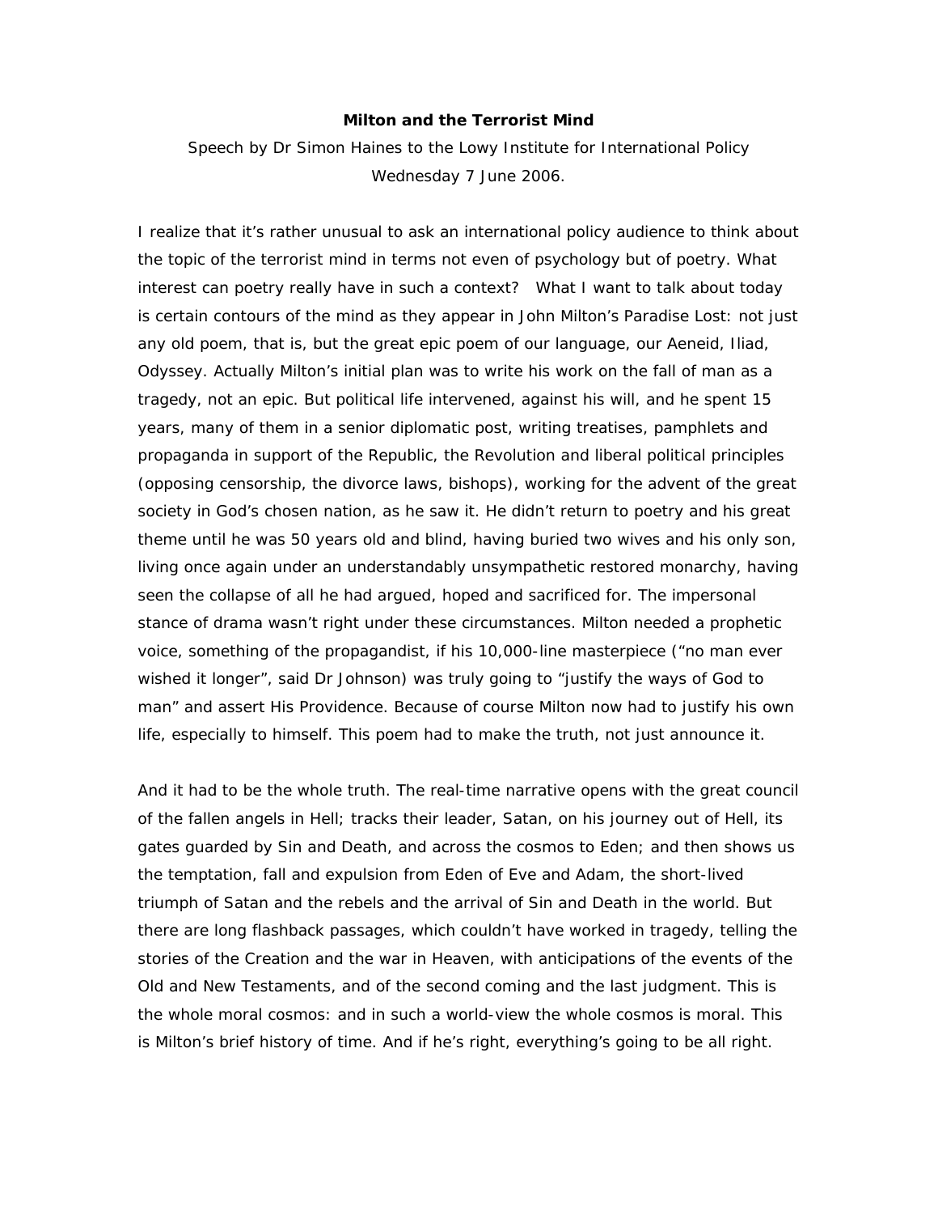**Milton and the Terrorist Mind**

Speech by Dr Simon Haines to the Lowy Institute for International Policy
Wednesday 7 June 2006.

I realize that it's rather unusual to ask an international policy audience to think about the topic of the terrorist mind in terms not even of psychology but of poetry. What interest can poetry really have in such a context? What I want to talk about today is certain contours of the mind as they appear in John Milton's Paradise Lost: not just any old poem, that is, but the great epic poem of our language, our Aeneid, Iliad, Odyssey. Actually Milton's initial plan was to write his work on the fall of man as a tragedy, not an epic. But political life intervened, against his will, and he spent 15 years, many of them in a senior diplomatic post, writing treatises, pamphlets and propaganda in support of the Republic, the Revolution and liberal political principles (opposing censorship, the divorce laws, bishops), working for the advent of the great society in God's chosen nation, as he saw it. He didn't return to poetry and his great theme until he was 50 years old and blind, having buried two wives and his only son, living once again under an understandably unsympathetic restored monarchy, having seen the collapse of all he had argued, hoped and sacrificed for. The impersonal stance of drama wasn't right under these circumstances. Milton needed a prophetic voice, something of the propagandist, if his 10,000-line masterpiece ("no man ever wished it longer", said Dr Johnson) was truly going to "justify the ways of God to man" and assert His Providence. Because of course Milton now had to justify his own life, especially to himself. This poem had to make the truth, not just announce it.

And it had to be the whole truth. The real-time narrative opens with the great council of the fallen angels in Hell; tracks their leader, Satan, on his journey out of Hell, its gates guarded by Sin and Death, and across the cosmos to Eden; and then shows us the temptation, fall and expulsion from Eden of Eve and Adam, the short-lived triumph of Satan and the rebels and the arrival of Sin and Death in the world. But there are long flashback passages, which couldn't have worked in tragedy, telling the stories of the Creation and the war in Heaven, with anticipations of the events of the Old and New Testaments, and of the second coming and the last judgment. This is the whole moral cosmos: and in such a world-view the whole cosmos is moral. This is Milton's brief history of time. And if he's right, everything's going to be all right.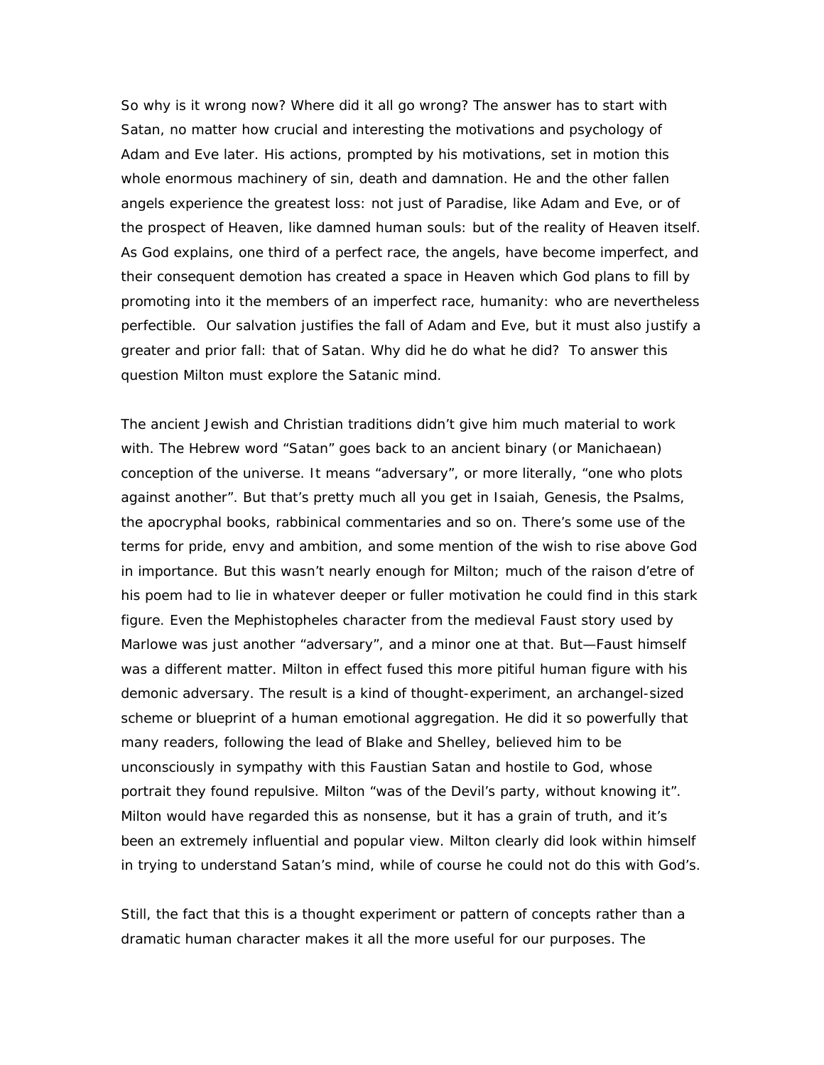So why is it wrong now? Where did it all go wrong? The answer has to start with Satan, no matter how crucial and interesting the motivations and psychology of Adam and Eve later. His actions, prompted by his motivations, set in motion this whole enormous machinery of sin, death and damnation. He and the other fallen angels experience the greatest loss: not just of Paradise, like Adam and Eve, or of the prospect of Heaven, like damned human souls: but of the reality of Heaven itself. As God explains, one third of a perfect race, the angels, have become imperfect, and their consequent demotion has created a space in Heaven which God plans to fill by promoting into it the members of an imperfect race, humanity: who are nevertheless perfectible. Our salvation justifies the fall of Adam and Eve, but it must also justify a greater and prior fall: that of Satan. Why did he do what he did? To answer this question Milton must explore the Satanic mind.

The ancient Jewish and Christian traditions didn't give him much material to work with. The Hebrew word "Satan" goes back to an ancient binary (or Manichaean) conception of the universe. It means "adversary", or more literally, "one who plots against another". But that's pretty much all you get in Isaiah, Genesis, the Psalms, the apocryphal books, rabbinical commentaries and so on. There's some use of the terms for pride, envy and ambition, and some mention of the wish to rise above God in importance. But this wasn't nearly enough for Milton; much of the raison d'etre of his poem had to lie in whatever deeper or fuller motivation he could find in this stark figure. Even the Mephistopheles character from the medieval Faust story used by Marlowe was just another "adversary", and a minor one at that. But—Faust himself was a different matter. Milton in effect fused this more pitiful human figure with his demonic adversary. The result is a kind of thought-experiment, an archangel-sized scheme or blueprint of a human emotional aggregation. He did it so powerfully that many readers, following the lead of Blake and Shelley, believed him to be unconsciously in sympathy with this Faustian Satan and hostile to God, whose portrait they found repulsive. Milton "was of the Devil's party, without knowing it". Milton would have regarded this as nonsense, but it has a grain of truth, and it's been an extremely influential and popular view. Milton clearly did look within himself in trying to understand Satan's mind, while of course he could not do this with God's.

Still, the fact that this is a thought experiment or pattern of concepts rather than a dramatic human character makes it all the more useful for our purposes. The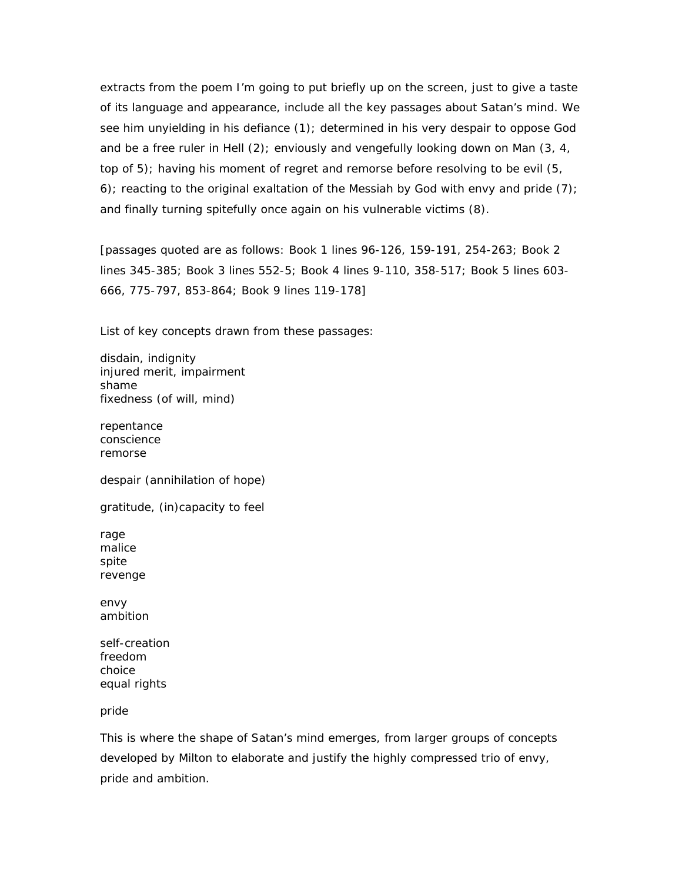extracts from the poem I'm going to put briefly up on the screen, just to give a taste of its language and appearance, include all the key passages about Satan's mind. We see him unyielding in his defiance (1); determined in his very despair to oppose God and be a free ruler in Hell (2); enviously and vengefully looking down on Man (3, 4, top of 5); having his moment of regret and remorse before resolving to be evil (5, 6); reacting to the original exaltation of the Messiah by God with envy and pride (7); and finally turning spitefully once again on his vulnerable victims (8).

[passages quoted are as follows: Book 1 lines 96-126, 159-191, 254-263; Book 2 lines 345-385; Book 3 lines 552-5; Book 4 lines 9-110, 358-517; Book 5 lines 603-666, 775-797, 853-864; Book 9 lines 119-178]

List of key concepts drawn from these passages:

disdain, indignity
injured merit, impairment
shame
fixedness (of will, mind)

repentance
conscience
remorse

despair (annihilation of hope)

gratitude, (in)capacity to feel

rage
malice
spite
revenge

envy
ambition

self-creation
freedom
choice
equal rights

pride

This is where the shape of Satan's mind emerges, from larger groups of concepts developed by Milton to elaborate and justify the highly compressed trio of envy, pride and ambition.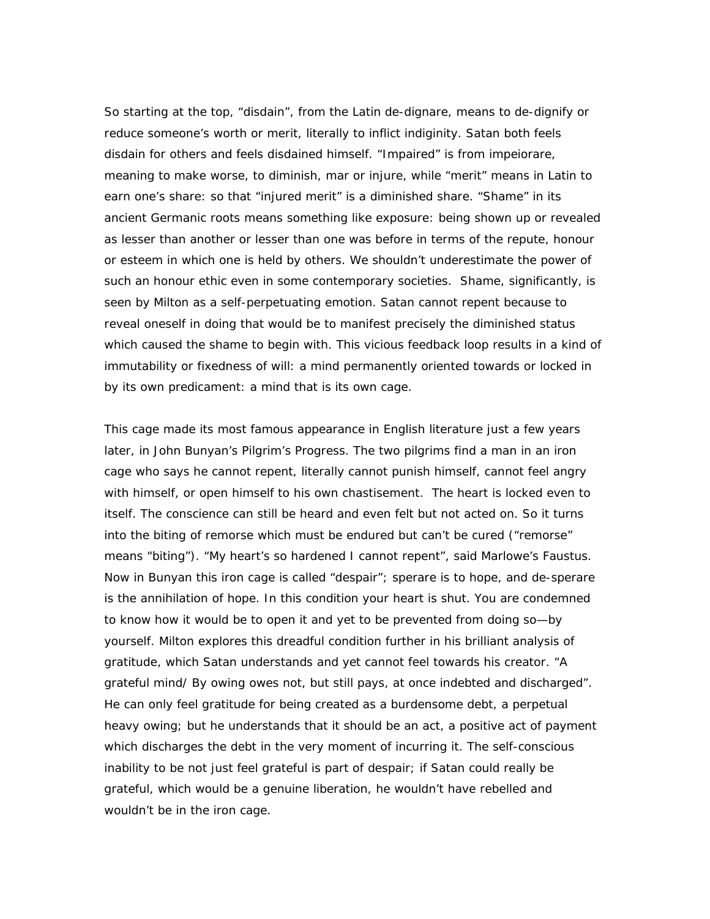So starting at the top, “disdain”, from the Latin de-dignare, means to de-dignify or reduce someone’s worth or merit, literally to inflict indiginity. Satan both feels disdain for others and feels disdained himself. “Impaired” is from impeiorare, meaning to make worse, to diminish, mar or injure, while “merit” means in Latin to earn one’s share: so that “injured merit” is a diminished share. “Shame” in its ancient Germanic roots means something like exposure: being shown up or revealed as lesser than another or lesser than one was before in terms of the repute, honour or esteem in which one is held by others. We shouldn’t underestimate the power of such an honour ethic even in some contemporary societies. Shame, significantly, is seen by Milton as a self-perpetuating emotion. Satan cannot repent because to reveal oneself in doing that would be to manifest precisely the diminished status which caused the shame to begin with. This vicious feedback loop results in a kind of immutability or fixedness of will: a mind permanently oriented towards or locked in by its own predicament: a mind that is its own cage.

This cage made its most famous appearance in English literature just a few years later, in John Bunyan’s Pilgrim’s Progress. The two pilgrims find a man in an iron cage who says he cannot repent, literally cannot punish himself, cannot feel angry with himself, or open himself to his own chastisement. The heart is locked even to itself. The conscience can still be heard and even felt but not acted on. So it turns into the biting of remorse which must be endured but can’t be cured (“remorse” means “biting”). “My heart’s so hardened I cannot repent”, said Marlowe’s Faustus. Now in Bunyan this iron cage is called “despair”; sperare is to hope, and de-sperare is the annihilation of hope. In this condition your heart is shut. You are condemned to know how it would be to open it and yet to be prevented from doing so—by yourself. Milton explores this dreadful condition further in his brilliant analysis of gratitude, which Satan understands and yet cannot feel towards his creator. “A grateful mind/ By owing owes not, but still pays, at once indebted and discharged”. He can only feel gratitude for being created as a burdensome debt, a perpetual heavy owing; but he understands that it should be an act, a positive act of payment which discharges the debt in the very moment of incurring it. The self-conscious inability to be not just feel grateful is part of despair; if Satan could really be grateful, which would be a genuine liberation, he wouldn’t have rebelled and wouldn’t be in the iron cage.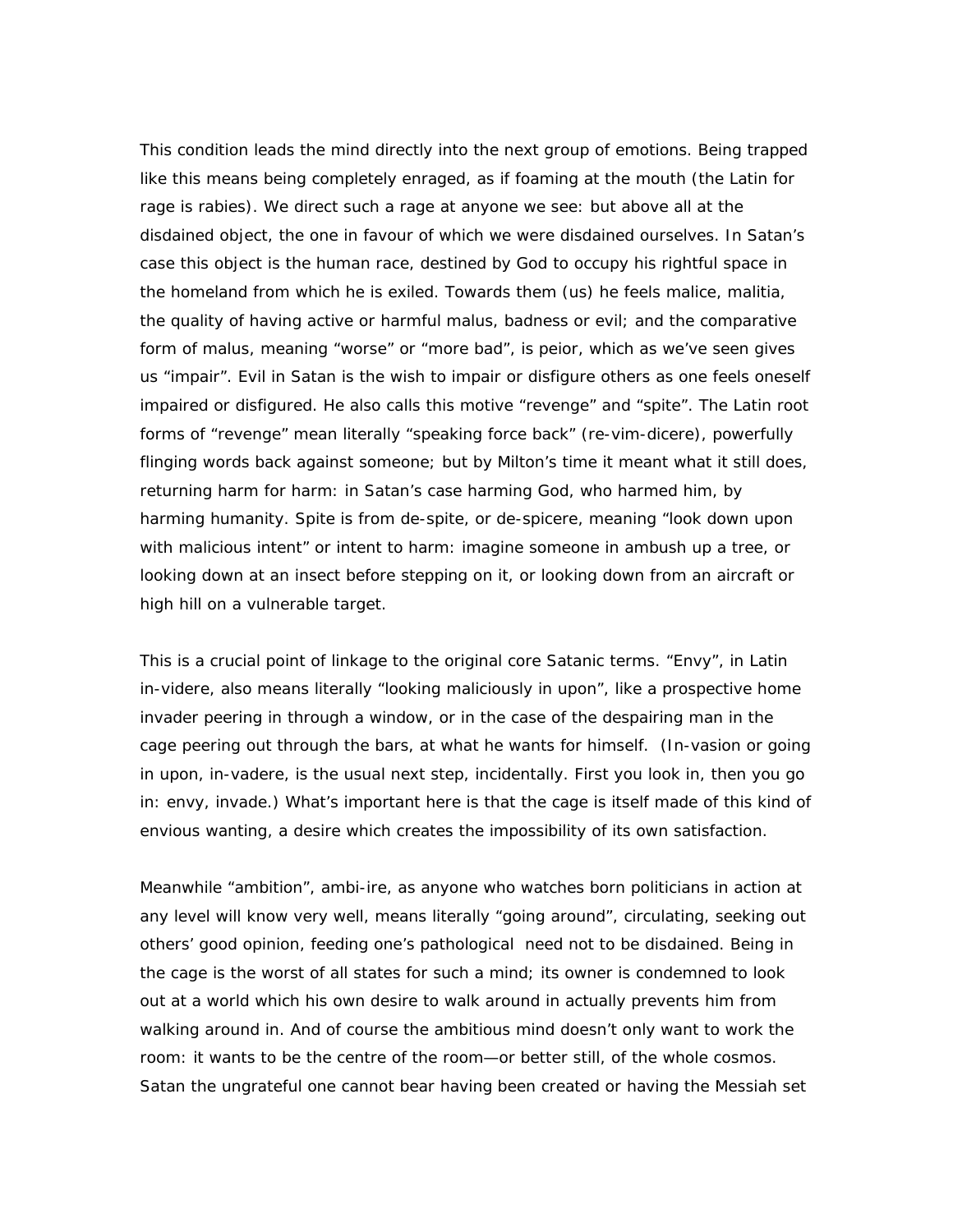This condition leads the mind directly into the next group of emotions. Being trapped like this means being completely enraged, as if foaming at the mouth (the Latin for rage is rabies). We direct such a rage at anyone we see: but above all at the disdained object, the one in favour of which we were disdained ourselves. In Satan's case this object is the human race, destined by God to occupy his rightful space in the homeland from which he is exiled. Towards them (us) he feels malice, malitia, the quality of having active or harmful malus, badness or evil; and the comparative form of malus, meaning "worse" or "more bad", is peior, which as we've seen gives us "impair". Evil in Satan is the wish to impair or disfigure others as one feels oneself impaired or disfigured. He also calls this motive "revenge" and "spite". The Latin root forms of "revenge" mean literally "speaking force back" (re-vim-dicere), powerfully flinging words back against someone; but by Milton's time it meant what it still does, returning harm for harm: in Satan's case harming God, who harmed him, by harming humanity. Spite is from de-spite, or de-spicere, meaning "look down upon with malicious intent" or intent to harm: imagine someone in ambush up a tree, or looking down at an insect before stepping on it, or looking down from an aircraft or high hill on a vulnerable target.

This is a crucial point of linkage to the original core Satanic terms. "Envy", in Latin in-videre, also means literally "looking maliciously in upon", like a prospective home invader peering in through a window, or in the case of the despairing man in the cage peering out through the bars, at what he wants for himself. (In-vasion or going in upon, in-vadere, is the usual next step, incidentally. First you look in, then you go in: envy, invade.) What's important here is that the cage is itself made of this kind of envious wanting, a desire which creates the impossibility of its own satisfaction.

Meanwhile "ambition", ambi-ire, as anyone who watches born politicians in action at any level will know very well, means literally "going around", circulating, seeking out others' good opinion, feeding one's pathological need not to be disdained. Being in the cage is the worst of all states for such a mind; its owner is condemned to look out at a world which his own desire to walk around in actually prevents him from walking around in. And of course the ambitious mind doesn't only want to work the room: it wants to be the centre of the room—or better still, of the whole cosmos. Satan the ungrateful one cannot bear having been created or having the Messiah set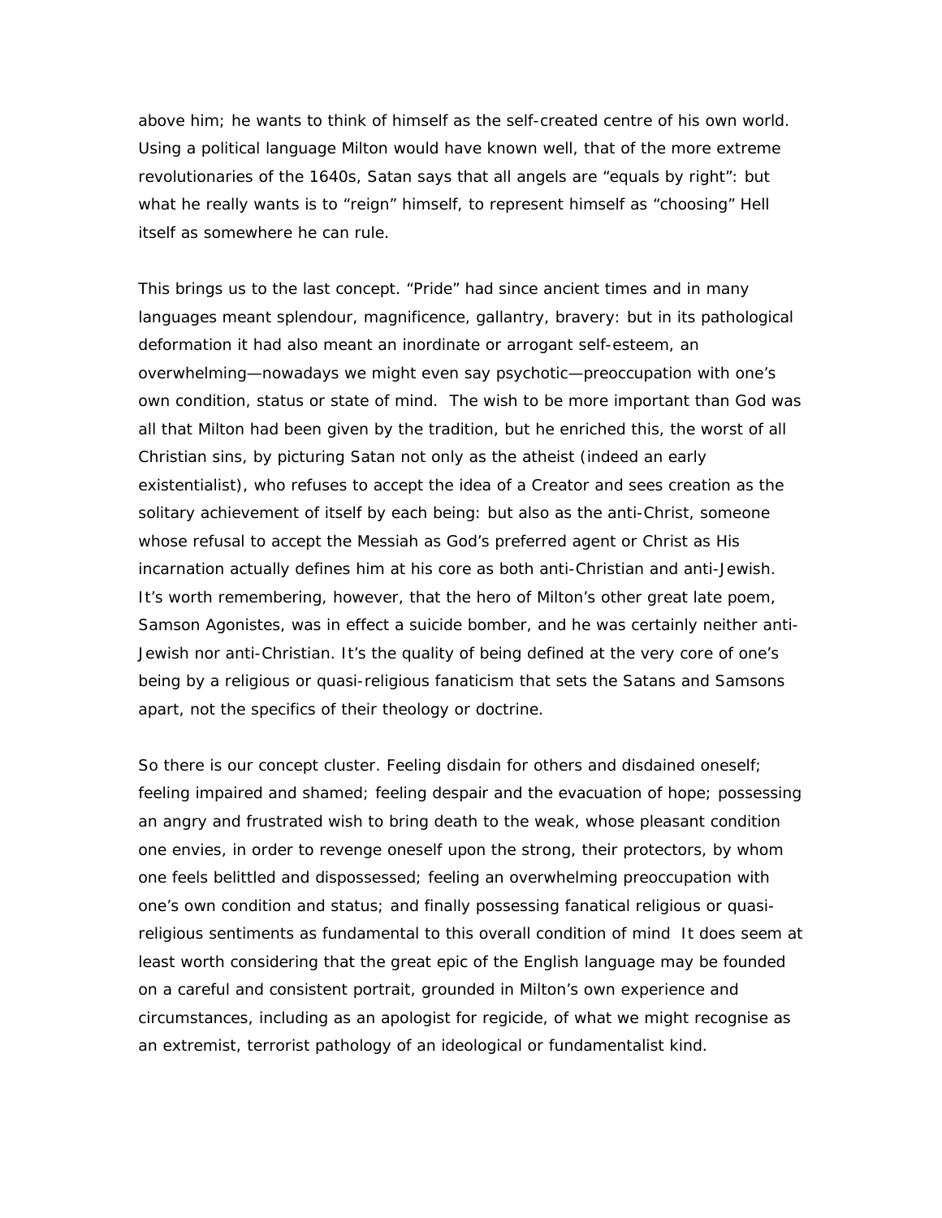above him; he wants to think of himself as the self-created centre of his own world. Using a political language Milton would have known well, that of the more extreme revolutionaries of the 1640s, Satan says that all angels are "equals by right": but what he really wants is to "reign" himself, to represent himself as "choosing" Hell itself as somewhere he can rule.

This brings us to the last concept. "Pride" had since ancient times and in many languages meant splendour, magnificence, gallantry, bravery: but in its pathological deformation it had also meant an inordinate or arrogant self-esteem, an overwhelming—nowadays we might even say psychotic—preoccupation with one's own condition, status or state of mind. The wish to be more important than God was all that Milton had been given by the tradition, but he enriched this, the worst of all Christian sins, by picturing Satan not only as the atheist (indeed an early existentialist), who refuses to accept the idea of a Creator and sees creation as the solitary achievement of itself by each being: but also as the anti-Christ, someone whose refusal to accept the Messiah as God's preferred agent or Christ as His incarnation actually defines him at his core as both anti-Christian and anti-Jewish. It's worth remembering, however, that the hero of Milton's other great late poem, Samson Agonistes, was in effect a suicide bomber, and he was certainly neither anti-Jewish nor anti-Christian. It's the quality of being defined at the very core of one's being by a religious or quasi-religious fanaticism that sets the Satans and Samsons apart, not the specifics of their theology or doctrine.

So there is our concept cluster. Feeling disdain for others and disdained oneself; feeling impaired and shamed; feeling despair and the evacuation of hope; possessing an angry and frustrated wish to bring death to the weak, whose pleasant condition one envies, in order to revenge oneself upon the strong, their protectors, by whom one feels belittled and dispossessed; feeling an overwhelming preoccupation with one's own condition and status; and finally possessing fanatical religious or quasi-religious sentiments as fundamental to this overall condition of mind It does seem at least worth considering that the great epic of the English language may be founded on a careful and consistent portrait, grounded in Milton's own experience and circumstances, including as an apologist for regicide, of what we might recognise as an extremist, terrorist pathology of an ideological or fundamentalist kind.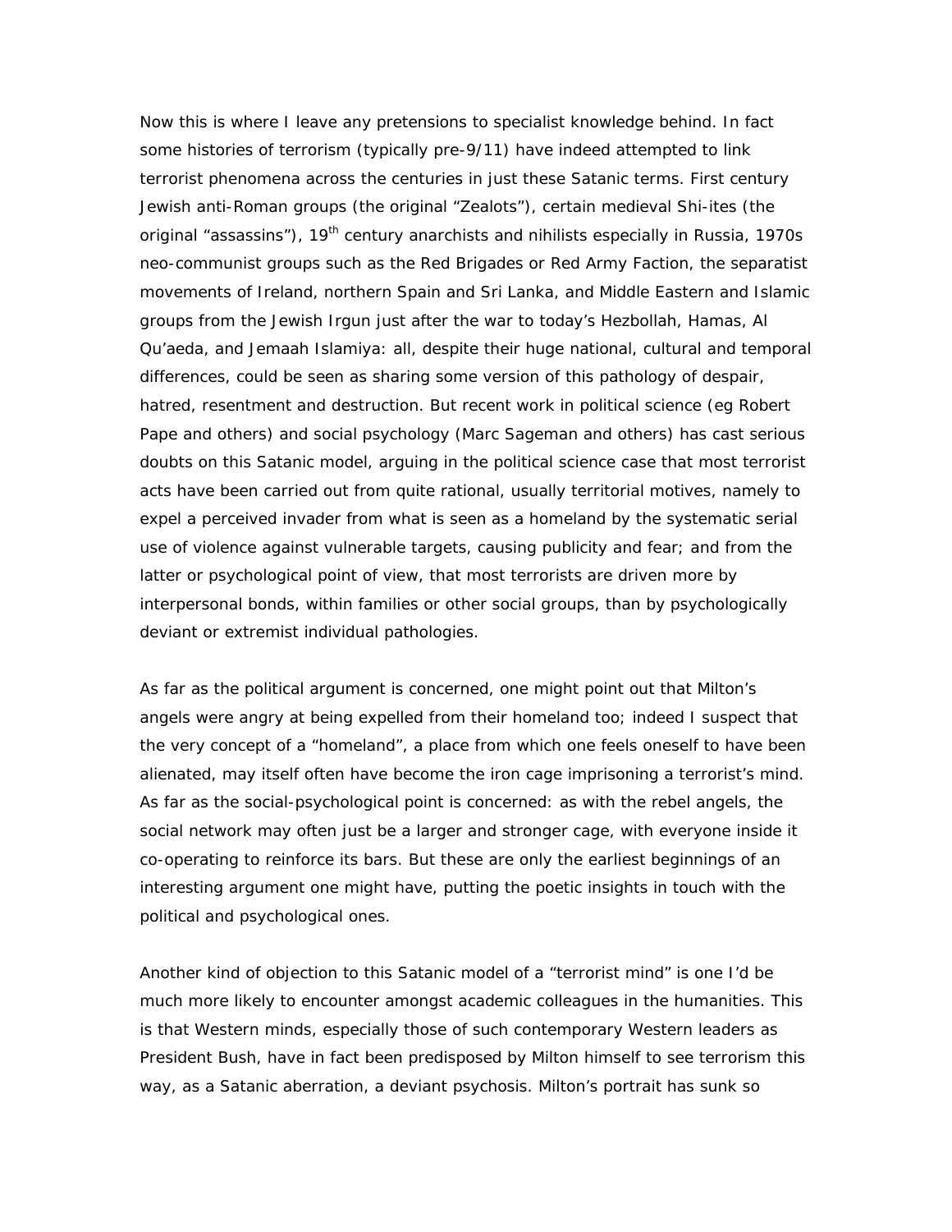Now this is where I leave any pretensions to specialist knowledge behind. In fact some histories of terrorism (typically pre-9/11) have indeed attempted to link terrorist phenomena across the centuries in just these Satanic terms. First century Jewish anti-Roman groups (the original "Zealots"), certain medieval Shi-ites (the original "assassins"), 19th century anarchists and nihilists especially in Russia, 1970s neo-communist groups such as the Red Brigades or Red Army Faction, the separatist movements of Ireland, northern Spain and Sri Lanka, and Middle Eastern and Islamic groups from the Jewish Irgun just after the war to today's Hezbollah, Hamas, Al Qu'aeda, and Jemaah Islamiya: all, despite their huge national, cultural and temporal differences, could be seen as sharing some version of this pathology of despair, hatred, resentment and destruction. But recent work in political science (eg Robert Pape and others) and social psychology (Marc Sageman and others) has cast serious doubts on this Satanic model, arguing in the political science case that most terrorist acts have been carried out from quite rational, usually territorial motives, namely to expel a perceived invader from what is seen as a homeland by the systematic serial use of violence against vulnerable targets, causing publicity and fear; and from the latter or psychological point of view, that most terrorists are driven more by interpersonal bonds, within families or other social groups, than by psychologically deviant or extremist individual pathologies.

As far as the political argument is concerned, one might point out that Milton's angels were angry at being expelled from their homeland too; indeed I suspect that the very concept of a "homeland", a place from which one feels oneself to have been alienated, may itself often have become the iron cage imprisoning a terrorist's mind. As far as the social-psychological point is concerned: as with the rebel angels, the social network may often just be a larger and stronger cage, with everyone inside it co-operating to reinforce its bars. But these are only the earliest beginnings of an interesting argument one might have, putting the poetic insights in touch with the political and psychological ones.

Another kind of objection to this Satanic model of a "terrorist mind" is one I'd be much more likely to encounter amongst academic colleagues in the humanities. This is that Western minds, especially those of such contemporary Western leaders as President Bush, have in fact been predisposed by Milton himself to see terrorism this way, as a Satanic aberration, a deviant psychosis. Milton's portrait has sunk so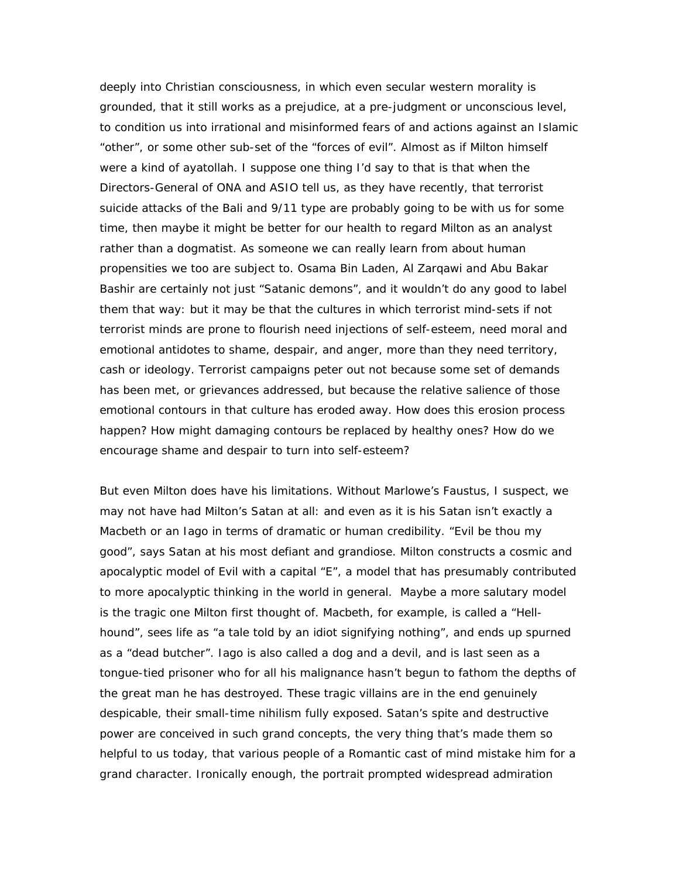deeply into Christian consciousness, in which even secular western morality is grounded, that it still works as a prejudice, at a pre-judgment or unconscious level, to condition us into irrational and misinformed fears of and actions against an Islamic "other", or some other sub-set of the "forces of evil". Almost as if Milton himself were a kind of ayatollah. I suppose one thing I'd say to that is that when the Directors-General of ONA and ASIO tell us, as they have recently, that terrorist suicide attacks of the Bali and 9/11 type are probably going to be with us for some time, then maybe it might be better for our health to regard Milton as an analyst rather than a dogmatist. As someone we can really learn from about human propensities we too are subject to. Osama Bin Laden, Al Zarqawi and Abu Bakar Bashir are certainly not just "Satanic demons", and it wouldn't do any good to label them that way: but it may be that the cultures in which terrorist mind-sets if not terrorist minds are prone to flourish need injections of self-esteem, need moral and emotional antidotes to shame, despair, and anger, more than they need territory, cash or ideology. Terrorist campaigns peter out not because some set of demands has been met, or grievances addressed, but because the relative salience of those emotional contours in that culture has eroded away. How does this erosion process happen? How might damaging contours be replaced by healthy ones? How do we encourage shame and despair to turn into self-esteem?

But even Milton does have his limitations. Without Marlowe's Faustus, I suspect, we may not have had Milton's Satan at all: and even as it is his Satan isn't exactly a Macbeth or an Iago in terms of dramatic or human credibility. "Evil be thou my good", says Satan at his most defiant and grandiose. Milton constructs a cosmic and apocalyptic model of Evil with a capital "E", a model that has presumably contributed to more apocalyptic thinking in the world in general. Maybe a more salutary model is the tragic one Milton first thought of. Macbeth, for example, is called a "Hell-hound", sees life as "a tale told by an idiot signifying nothing", and ends up spurned as a "dead butcher". Iago is also called a dog and a devil, and is last seen as a tongue-tied prisoner who for all his malignance hasn't begun to fathom the depths of the great man he has destroyed. These tragic villains are in the end genuinely despicable, their small-time nihilism fully exposed. Satan's spite and destructive power are conceived in such grand concepts, the very thing that's made them so helpful to us today, that various people of a Romantic cast of mind mistake him for a grand character. Ironically enough, the portrait prompted widespread admiration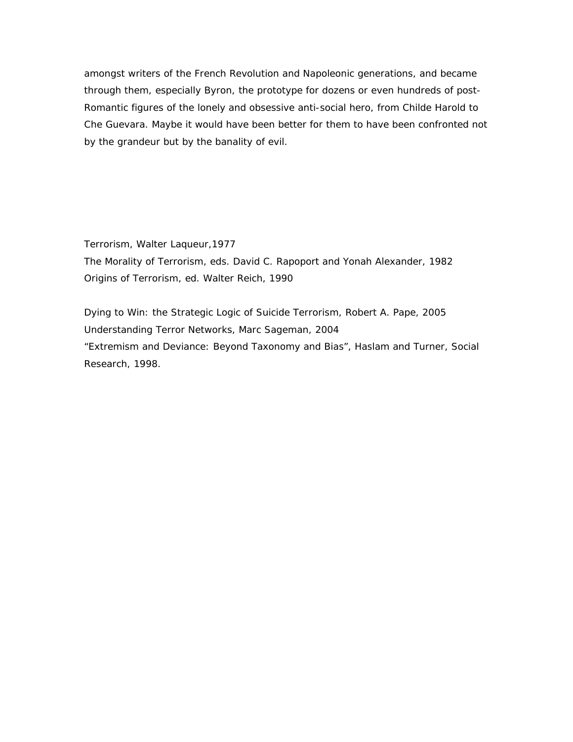amongst writers of the French Revolution and Napoleonic generations, and became through them, especially Byron, the prototype for dozens or even hundreds of post-Romantic figures of the lonely and obsessive anti-social hero, from Childe Harold to Che Guevara. Maybe it would have been better for them to have been confronted not by the grandeur but by the banality of evil.

Terrorism, Walter Laqueur,1977
The Morality of Terrorism, eds. David C. Rapoport and Yonah Alexander, 1982
Origins of Terrorism, ed. Walter Reich, 1990

Dying to Win: the Strategic Logic of Suicide Terrorism, Robert A. Pape, 2005
Understanding Terror Networks, Marc Sageman, 2004
"Extremism and Deviance: Beyond Taxonomy and Bias", Haslam and Turner, Social Research, 1998.